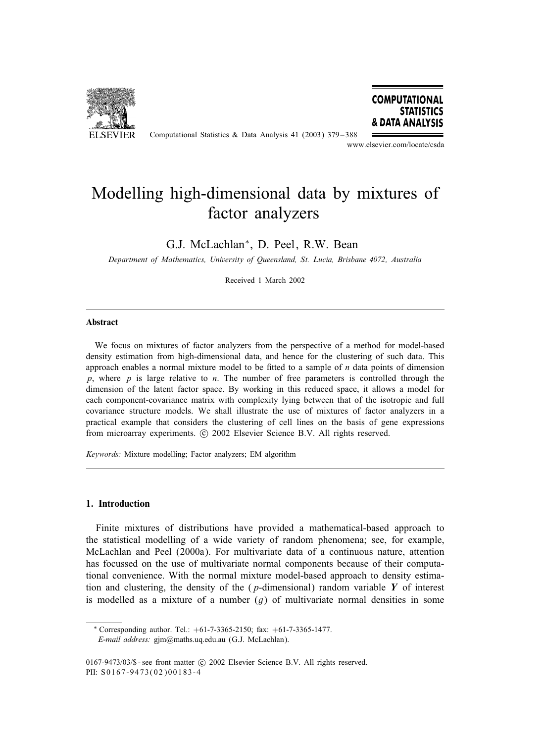# Modelling high-dimensional data by mixtures of factor analyzers

G.J. McLachlan*, D. Peel, R.W. Bean

*Department of Mathematics, University of Queensland, St. Lucia, Brisbane 4072, Australia*

Received 1 March 2002

### Abstract

We focus on mixtures of factor analyzers from the perspective of a method for model-based density estimation from high-dimensional data, and hence for the clustering of such data. This approach enables a normal mixture model to be fitted to a sample of $n$ data points of dimension $p$, where $p$ is large relative to $n$. The number of free parameters is controlled through the dimension of the latent factor space. By working in this reduced space, it allows a model for each component-covariance matrix with complexity lying between that of the isotropic and full covariance structure models. We shall illustrate the use of mixtures of factor analyzers in a practical example that considers the clustering of cell lines on the basis of gene expressions from microarray experiments. © 2002 Elsevier Science B.V. All rights reserved.

*Keywords:* Mixture modelling; Factor analyzers; EM algorithm

## 1. Introduction

Finite mixtures of distributions have provided a mathematical-based approach to the statistical modelling of a wide variety of random phenomena; see, for example, McLachlan and Peel (2000a). For multivariate data of a continuous nature, attention has focussed on the use of multivariate normal components because of their computational convenience. With the normal mixture model-based approach to density estimation and clustering, the density of the ($p$-dimensional) random variable $\boldsymbol{Y}$ of interest is modelled as a mixture of a number ($g$) of multivariate normal densities in some

---

* Corresponding author. Tel.: +61-7-3365-2150; fax: +61-7-3365-1477.
*E-mail address:* gjm@maths.uq.edu.au (G.J. McLachlan).

0167-9473/03/$ - see front matter © 2002 Elsevier Science B.V. All rights reserved.
PII: S0167-9473(02)00183-4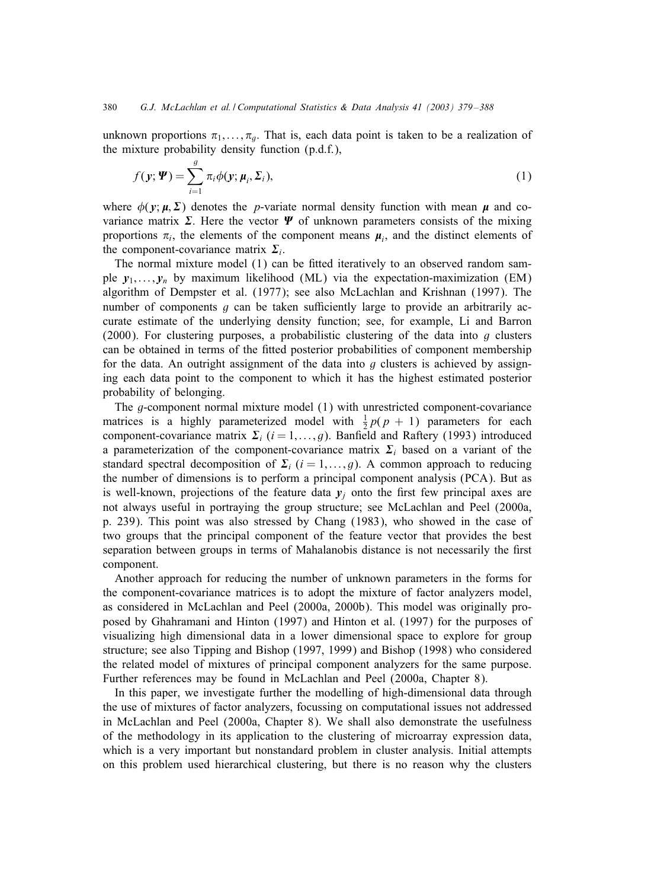unknown proportions $\pi_1, \ldots, \pi_g$. That is, each data point is taken to be a realization of the mixture probability density function (p.d.f.),

$$f(\boldsymbol{y}; \boldsymbol{\Psi}) = \sum_{i=1}^{g} \pi_i \phi(\boldsymbol{y}; \boldsymbol{\mu}_i, \boldsymbol{\Sigma}_i), \tag{1}$$

where $\phi(\boldsymbol{y}; \boldsymbol{\mu}, \boldsymbol{\Sigma})$ denotes the $p$-variate normal density function with mean $\boldsymbol{\mu}$ and covariance matrix $\boldsymbol{\Sigma}$. Here the vector $\boldsymbol{\Psi}$ of unknown parameters consists of the mixing proportions $\pi_i$, the elements of the component means $\boldsymbol{\mu}_i$, and the distinct elements of the component-covariance matrix $\boldsymbol{\Sigma}_i$.

The normal mixture model (1) can be fitted iteratively to an observed random sample $\boldsymbol{y}_1, \ldots, \boldsymbol{y}_n$ by maximum likelihood (ML) via the expectation-maximization (EM) algorithm of Dempster et al. (1977); see also McLachlan and Krishnan (1997). The number of components $g$ can be taken sufficiently large to provide an arbitrarily accurate estimate of the underlying density function; see, for example, Li and Barron (2000). For clustering purposes, a probabilistic clustering of the data into $g$ clusters can be obtained in terms of the fitted posterior probabilities of component membership for the data. An outright assignment of the data into $g$ clusters is achieved by assigning each data point to the component to which it has the highest estimated posterior probability of belonging.

The $g$-component normal mixture model (1) with unrestricted component-covariance matrices is a highly parameterized model with $\frac{1}{2}p(p+1)$ parameters for each component-covariance matrix $\boldsymbol{\Sigma}_i$ $(i = 1, \ldots, g)$. Banfield and Raftery (1993) introduced a parameterization of the component-covariance matrix $\boldsymbol{\Sigma}_i$ based on a variant of the standard spectral decomposition of $\boldsymbol{\Sigma}_i$ $(i = 1, \ldots, g)$. A common approach to reducing the number of dimensions is to perform a principal component analysis (PCA). But as is well-known, projections of the feature data $\boldsymbol{y}_j$ onto the first few principal axes are not always useful in portraying the group structure; see McLachlan and Peel (2000a, p. 239). This point was also stressed by Chang (1983), who showed in the case of two groups that the principal component of the feature vector that provides the best separation between groups in terms of Mahalanobis distance is not necessarily the first component.

Another approach for reducing the number of unknown parameters in the forms for the component-covariance matrices is to adopt the mixture of factor analyzers model, as considered in McLachlan and Peel (2000a, 2000b). This model was originally proposed by Ghahramani and Hinton (1997) and Hinton et al. (1997) for the purposes of visualizing high dimensional data in a lower dimensional space to explore for group structure; see also Tipping and Bishop (1997, 1999) and Bishop (1998) who considered the related model of mixtures of principal component analyzers for the same purpose. Further references may be found in McLachlan and Peel (2000a, Chapter 8).

In this paper, we investigate further the modelling of high-dimensional data through the use of mixtures of factor analyzers, focussing on computational issues not addressed in McLachlan and Peel (2000a, Chapter 8). We shall also demonstrate the usefulness of the methodology in its application to the clustering of microarray expression data, which is a very important but nonstandard problem in cluster analysis. Initial attempts on this problem used hierarchical clustering, but there is no reason why the clusters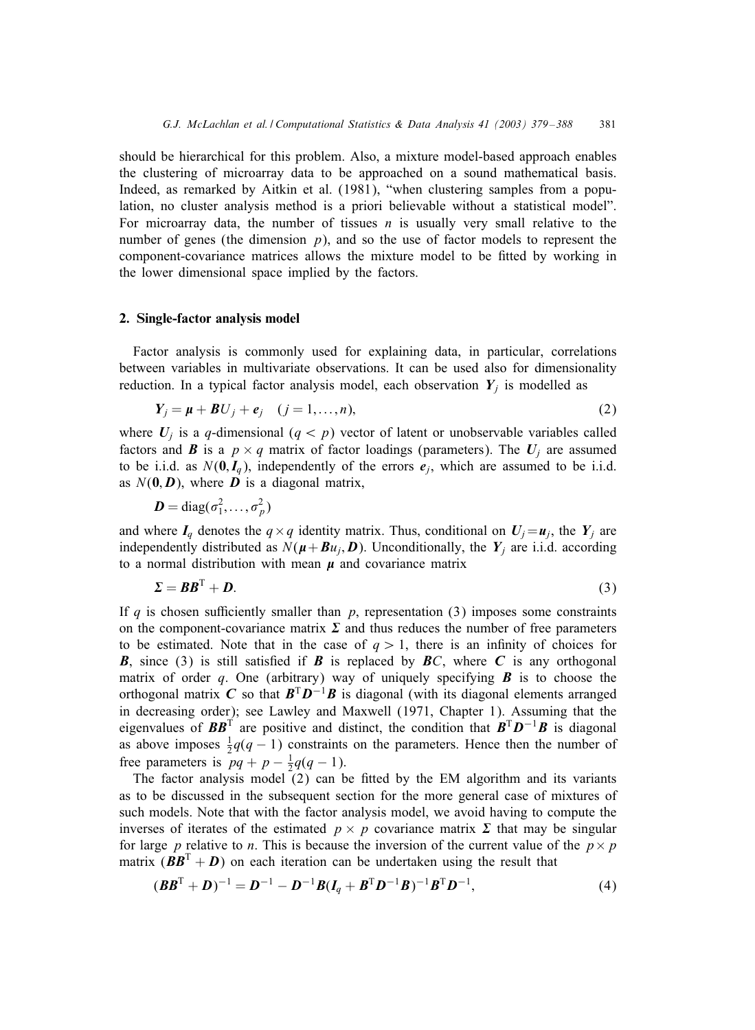should be hierarchical for this problem. Also, a mixture model-based approach enables the clustering of microarray data to be approached on a sound mathematical basis. Indeed, as remarked by Aitkin et al. (1981), "when clustering samples from a population, no cluster analysis method is a priori believable without a statistical model". For microarray data, the number of tissues $n$ is usually very small relative to the number of genes (the dimension $p$), and so the use of factor models to represent the component-covariance matrices allows the mixture model to be fitted by working in the lower dimensional space implied by the factors.

## 2. Single-factor analysis model

Factor analysis is commonly used for explaining data, in particular, correlations between variables in multivariate observations. It can be used also for dimensionality reduction. In a typical factor analysis model, each observation $\boldsymbol{Y}_j$ is modelled as

$$\boldsymbol{Y}_j = \boldsymbol{\mu} + \boldsymbol{B}U_j + \boldsymbol{e}_j \quad (j = 1, \ldots, n), \tag{2}$$

where $\boldsymbol{U}_j$ is a $q$-dimensional ($q < p$) vector of latent or unobservable variables called factors and $\boldsymbol{B}$ is a $p \times q$ matrix of factor loadings (parameters). The $\boldsymbol{U}_j$ are assumed to be i.i.d. as $N(\boldsymbol{0}, \boldsymbol{I}_q)$, independently of the errors $\boldsymbol{e}_j$, which are assumed to be i.i.d. as $N(\boldsymbol{0}, \boldsymbol{D})$, where $\boldsymbol{D}$ is a diagonal matrix,

$$\boldsymbol{D} = \mathrm{diag}(\sigma_1^2, \ldots, \sigma_p^2)$$

and where $\boldsymbol{I}_q$ denotes the $q \times q$ identity matrix. Thus, conditional on $\boldsymbol{U}_j = \boldsymbol{u}_j$, the $\boldsymbol{Y}_j$ are independently distributed as $N(\boldsymbol{\mu} + \boldsymbol{B}u_j, \boldsymbol{D})$. Unconditionally, the $\boldsymbol{Y}_j$ are i.i.d. according to a normal distribution with mean $\boldsymbol{\mu}$ and covariance matrix

$$\boldsymbol{\Sigma} = \boldsymbol{B}\boldsymbol{B}^{\mathrm{T}} + \boldsymbol{D}. \tag{3}$$

If $q$ is chosen sufficiently smaller than $p$, representation (3) imposes some constraints on the component-covariance matrix $\boldsymbol{\Sigma}$ and thus reduces the number of free parameters to be estimated. Note that in the case of $q > 1$, there is an infinity of choices for $\boldsymbol{B}$, since (3) is still satisfied if $\boldsymbol{B}$ is replaced by $\boldsymbol{B}C$, where $\boldsymbol{C}$ is any orthogonal matrix of order $q$. One (arbitrary) way of uniquely specifying $\boldsymbol{B}$ is to choose the orthogonal matrix $\boldsymbol{C}$ so that $\boldsymbol{B}^{\mathrm{T}}\boldsymbol{D}^{-1}\boldsymbol{B}$ is diagonal (with its diagonal elements arranged in decreasing order); see Lawley and Maxwell (1971, Chapter 1). Assuming that the eigenvalues of $\boldsymbol{B}\boldsymbol{B}^{\mathrm{T}}$ are positive and distinct, the condition that $\boldsymbol{B}^{\mathrm{T}}\boldsymbol{D}^{-1}\boldsymbol{B}$ is diagonal as above imposes $\frac{1}{2}q(q-1)$ constraints on the parameters. Hence then the number of free parameters is $pq + p - \frac{1}{2}q(q-1)$.

The factor analysis model (2) can be fitted by the EM algorithm and its variants as to be discussed in the subsequent section for the more general case of mixtures of such models. Note that with the factor analysis model, we avoid having to compute the inverses of iterates of the estimated $p \times p$ covariance matrix $\boldsymbol{\Sigma}$ that may be singular for large $p$ relative to $n$. This is because the inversion of the current value of the $p \times p$ matrix $(\boldsymbol{B}\boldsymbol{B}^{\mathrm{T}} + \boldsymbol{D})$ on each iteration can be undertaken using the result that

$$(\boldsymbol{B}\boldsymbol{B}^{\mathrm{T}} + \boldsymbol{D})^{-1} = \boldsymbol{D}^{-1} - \boldsymbol{D}^{-1}\boldsymbol{B}(\boldsymbol{I}_q + \boldsymbol{B}^{\mathrm{T}}\boldsymbol{D}^{-1}\boldsymbol{B})^{-1}\boldsymbol{B}^{\mathrm{T}}\boldsymbol{D}^{-1}, \tag{4}$$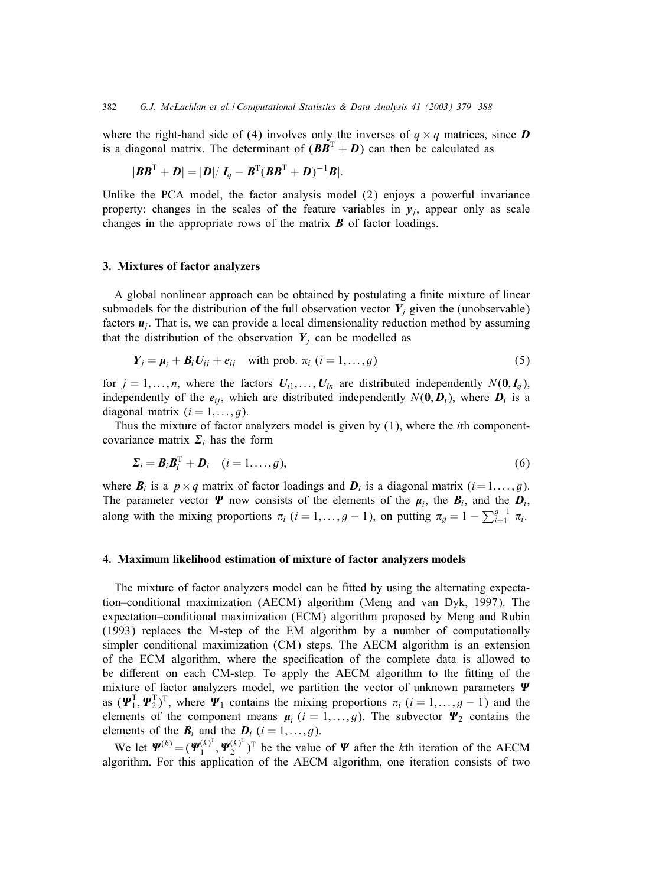where the right-hand side of (4) involves only the inverses of $q \times q$ matrices, since $\boldsymbol{D}$ is a diagonal matrix. The determinant of $(\boldsymbol{B}\boldsymbol{B}^{\mathrm{T}} + \boldsymbol{D})$ can then be calculated as

$$|\boldsymbol{B}\boldsymbol{B}^{\mathrm{T}} + \boldsymbol{D}| = |\boldsymbol{D}|/|\boldsymbol{I}_q - \boldsymbol{B}^{\mathrm{T}}(\boldsymbol{B}\boldsymbol{B}^{\mathrm{T}} + \boldsymbol{D})^{-1}\boldsymbol{B}|.$$

Unlike the PCA model, the factor analysis model (2) enjoys a powerful invariance property: changes in the scales of the feature variables in $\boldsymbol{y}_j$, appear only as scale changes in the appropriate rows of the matrix $\boldsymbol{B}$ of factor loadings.

## 3. Mixtures of factor analyzers

A global nonlinear approach can be obtained by postulating a finite mixture of linear submodels for the distribution of the full observation vector $\boldsymbol{Y}_j$ given the (unobservable) factors $\boldsymbol{u}_j$. That is, we can provide a local dimensionality reduction method by assuming that the distribution of the observation $\boldsymbol{Y}_j$ can be modelled as

$$\boldsymbol{Y}_j = \boldsymbol{\mu}_i + \boldsymbol{B}_i \boldsymbol{U}_{ij} + \boldsymbol{e}_{ij} \quad \text{with prob. } \pi_i \ (i = 1, \ldots, g) \tag{5}$$

for $j = 1, \ldots, n$, where the factors $\boldsymbol{U}_{i1}, \ldots, \boldsymbol{U}_{in}$ are distributed independently $N(\boldsymbol{0}, \boldsymbol{I}_q)$, independently of the $\boldsymbol{e}_{ij}$, which are distributed independently $N(\boldsymbol{0}, \boldsymbol{D}_i)$, where $\boldsymbol{D}_i$ is a diagonal matrix $(i = 1, \ldots, g)$.

Thus the mixture of factor analyzers model is given by (1), where the $i$th component-covariance matrix $\boldsymbol{\Sigma}_i$ has the form

$$\boldsymbol{\Sigma}_i = \boldsymbol{B}_i \boldsymbol{B}_i^{\mathrm{T}} + \boldsymbol{D}_i \quad (i = 1, \ldots, g), \tag{6}$$

where $\boldsymbol{B}_i$ is a $p \times q$ matrix of factor loadings and $\boldsymbol{D}_i$ is a diagonal matrix $(i = 1, \ldots, g)$. The parameter vector $\boldsymbol{\Psi}$ now consists of the elements of the $\boldsymbol{\mu}_i$, the $\boldsymbol{B}_i$, and the $\boldsymbol{D}_i$, along with the mixing proportions $\pi_i$ $(i = 1, \ldots, g-1)$, on putting $\pi_g = 1 - \sum_{i=1}^{g-1} \pi_i$.

## 4. Maximum likelihood estimation of mixture of factor analyzers models

The mixture of factor analyzers model can be fitted by using the alternating expectation–conditional maximization (AECM) algorithm (Meng and van Dyk, 1997). The expectation–conditional maximization (ECM) algorithm proposed by Meng and Rubin (1993) replaces the M-step of the EM algorithm by a number of computationally simpler conditional maximization (CM) steps. The AECM algorithm is an extension of the ECM algorithm, where the specification of the complete data is allowed to be different on each CM-step. To apply the AECM algorithm to the fitting of the mixture of factor analyzers model, we partition the vector of unknown parameters $\boldsymbol{\Psi}$ as $(\boldsymbol{\Psi}_1^{\mathrm{T}}, \boldsymbol{\Psi}_2^{\mathrm{T}})^{\mathrm{T}}$, where $\boldsymbol{\Psi}_1$ contains the mixing proportions $\pi_i$ $(i = 1, \ldots, g-1)$ and the elements of the component means $\boldsymbol{\mu}_i$ $(i = 1, \ldots, g)$. The subvector $\boldsymbol{\Psi}_2$ contains the elements of the $\boldsymbol{B}_i$ and the $\boldsymbol{D}_i$ $(i = 1, \ldots, g)$.

We let $\boldsymbol{\Psi}^{(k)} = (\boldsymbol{\Psi}_1^{(k)^{\mathrm{T}}}, \boldsymbol{\Psi}_2^{(k)^{\mathrm{T}}})^{\mathrm{T}}$ be the value of $\boldsymbol{\Psi}$ after the $k$th iteration of the AECM algorithm. For this application of the AECM algorithm, one iteration consists of two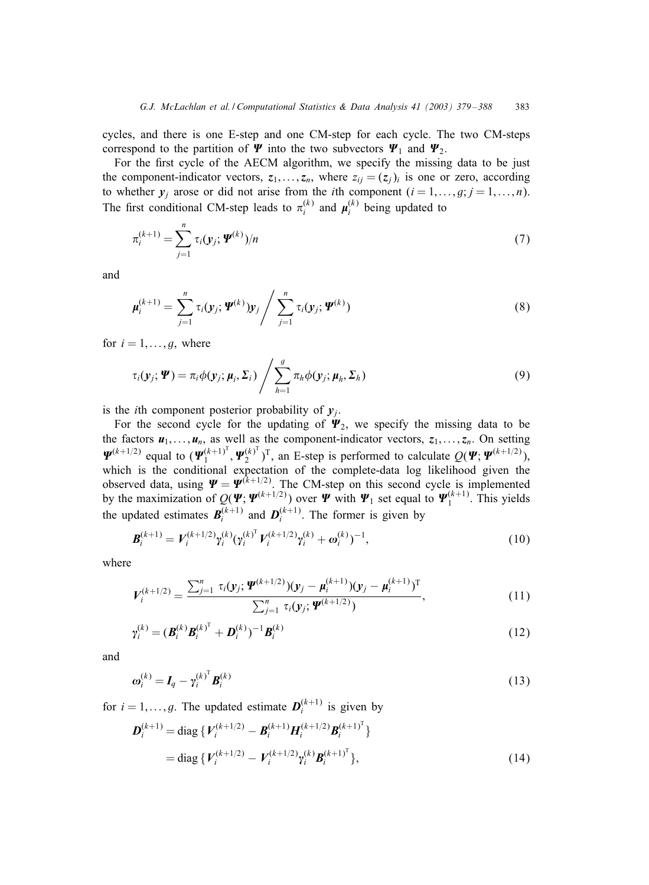cycles, and there is one E-step and one CM-step for each cycle. The two CM-steps correspond to the partition of $\boldsymbol{\Psi}$ into the two subvectors $\boldsymbol{\Psi}_1$ and $\boldsymbol{\Psi}_2$.

For the first cycle of the AECM algorithm, we specify the missing data to be just the component-indicator vectors, $\boldsymbol{z}_1, \dots, \boldsymbol{z}_n$, where $z_{ij} = (\boldsymbol{z}_j)_i$ is one or zero, according to whether $\boldsymbol{y}_j$ arose or did not arise from the $i$th component ($i = 1, \dots, g; j = 1, \dots, n$). The first conditional CM-step leads to $\pi_i^{(k)}$ and $\boldsymbol{\mu}_i^{(k)}$ being updated to

$$\pi_i^{(k+1)} = \sum_{j=1}^{n} \tau_i(\boldsymbol{y}_j; \boldsymbol{\Psi}^{(k)})/n \tag{7}$$

and

$$\boldsymbol{\mu}_i^{(k+1)} = \sum_{j=1}^{n} \tau_i(\boldsymbol{y}_j; \boldsymbol{\Psi}^{(k)})\boldsymbol{y}_j \Bigg/ \sum_{j=1}^{n} \tau_i(\boldsymbol{y}_j; \boldsymbol{\Psi}^{(k)}) \tag{8}$$

for $i = 1, \dots, g$, where

$$\tau_i(\boldsymbol{y}_j; \boldsymbol{\Psi}) = \pi_i \phi(\boldsymbol{y}_j; \boldsymbol{\mu}_i, \boldsymbol{\Sigma}_i) \Bigg/ \sum_{h=1}^{g} \pi_h \phi(\boldsymbol{y}_j; \boldsymbol{\mu}_h, \boldsymbol{\Sigma}_h) \tag{9}$$

is the $i$th component posterior probability of $\boldsymbol{y}_j$.

For the second cycle for the updating of $\boldsymbol{\Psi}_2$, we specify the missing data to be the factors $\boldsymbol{u}_1, \dots, \boldsymbol{u}_n$, as well as the component-indicator vectors, $\boldsymbol{z}_1, \dots, \boldsymbol{z}_n$. On setting $\boldsymbol{\Psi}^{(k+1/2)}$ equal to $(\boldsymbol{\Psi}_1^{(k+1)^{\mathrm{T}}}, \boldsymbol{\Psi}_2^{(k)^{\mathrm{T}}})^{\mathrm{T}}$, an E-step is performed to calculate $Q(\boldsymbol{\Psi}; \boldsymbol{\Psi}^{(k+1/2)})$, which is the conditional expectation of the complete-data log likelihood given the observed data, using $\boldsymbol{\Psi} = \boldsymbol{\Psi}^{(k+1/2)}$. The CM-step on this second cycle is implemented by the maximization of $Q(\boldsymbol{\Psi}; \boldsymbol{\Psi}^{(k+1/2)})$ over $\boldsymbol{\Psi}$ with $\boldsymbol{\Psi}_1$ set equal to $\boldsymbol{\Psi}_1^{(k+1)}$. This yields the updated estimates $\boldsymbol{B}_i^{(k+1)}$ and $\boldsymbol{D}_i^{(k+1)}$. The former is given by

$$\boldsymbol{B}_i^{(k+1)} = \boldsymbol{V}_i^{(k+1/2)} \boldsymbol{\gamma}_i^{(k)} (\boldsymbol{\gamma}_i^{(k)^{\mathrm{T}}} \boldsymbol{V}_i^{(k+1/2)} \boldsymbol{\gamma}_i^{(k)} + \boldsymbol{\omega}_i^{(k)})^{-1}, \tag{10}$$

where

$$\boldsymbol{V}_i^{(k+1/2)} = \frac{\sum_{j=1}^{n} \tau_i(\boldsymbol{y}_j; \boldsymbol{\Psi}^{(k+1/2)})(\boldsymbol{y}_j - \boldsymbol{\mu}_i^{(k+1)})(\boldsymbol{y}_j - \boldsymbol{\mu}_i^{(k+1)})^{\mathrm{T}}}{\sum_{j=1}^{n} \tau_i(\boldsymbol{y}_j; \boldsymbol{\Psi}^{(k+1/2)})}, \tag{11}$$

$$\boldsymbol{\gamma}_i^{(k)} = (\boldsymbol{B}_i^{(k)} \boldsymbol{B}_i^{(k)^{\mathrm{T}}} + \boldsymbol{D}_i^{(k)})^{-1} \boldsymbol{B}_i^{(k)} \tag{12}$$

and

$$\boldsymbol{\omega}_i^{(k)} = \boldsymbol{I}_q - \boldsymbol{\gamma}_i^{(k)^{\mathrm{T}}} \boldsymbol{B}_i^{(k)} \tag{13}$$

for $i = 1, \dots, g$. The updated estimate $\boldsymbol{D}_i^{(k+1)}$ is given by

$$\begin{aligned}
\boldsymbol{D}_i^{(k+1)} &= \operatorname{diag}\{\boldsymbol{V}_i^{(k+1/2)} - \boldsymbol{B}_i^{(k+1)} \boldsymbol{H}_i^{(k+1/2)} \boldsymbol{B}_i^{(k+1)^{\mathrm{T}}}\} \\
&= \operatorname{diag}\{\boldsymbol{V}_i^{(k+1/2)} - \boldsymbol{V}_i^{(k+1/2)} \boldsymbol{\gamma}_i^{(k)} \boldsymbol{B}_i^{(k+1)^{\mathrm{T}}}\},
\end{aligned} \tag{14}$$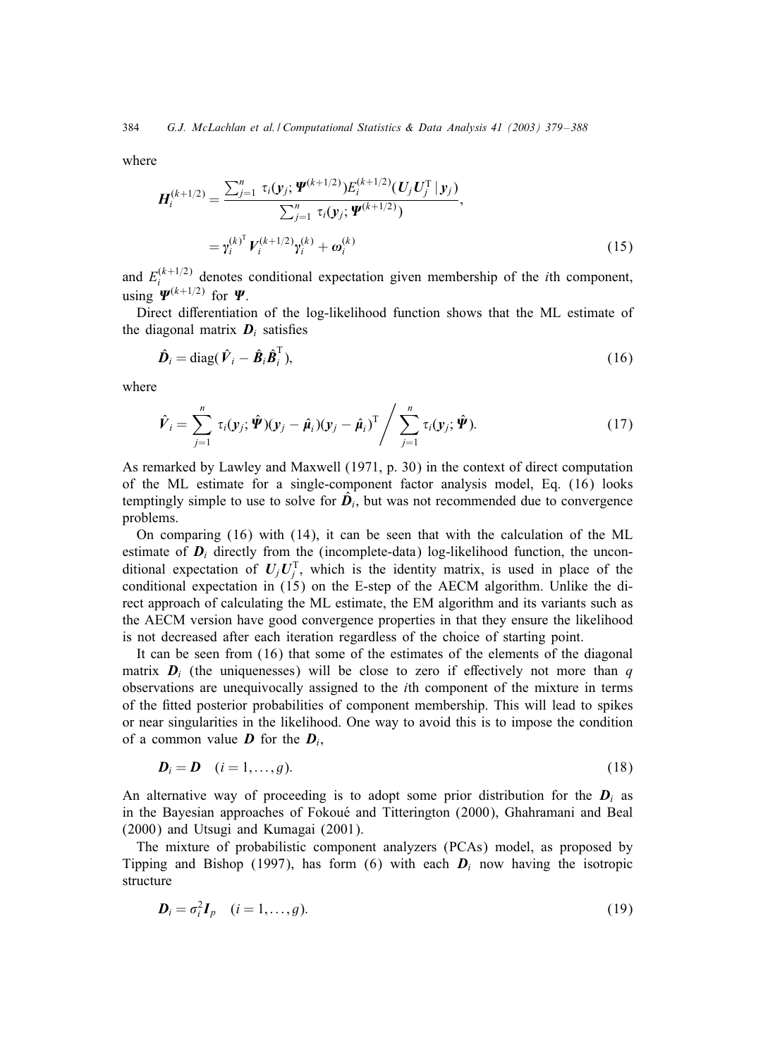where

$$
\begin{aligned}
\boldsymbol{H}_i^{(k+1/2)} &= \frac{\sum_{j=1}^{n} \tau_i(\boldsymbol{y}_j; \boldsymbol{\Psi}^{(k+1/2)}) E_i^{(k+1/2)}(\boldsymbol{U}_j \boldsymbol{U}_j^{\mathrm{T}} \mid \boldsymbol{y}_j)}{\sum_{j=1}^{n} \tau_i(\boldsymbol{y}_j; \boldsymbol{\Psi}^{(k+1/2)})}, \\
&= \boldsymbol{\gamma}_i^{(k)^{\mathrm{T}}} \boldsymbol{V}_i^{(k+1/2)} \boldsymbol{\gamma}_i^{(k)} + \boldsymbol{\omega}_i^{(k)}
\end{aligned} \tag{15}
$$

and $E_i^{(k+1/2)}$ denotes conditional expectation given membership of the $i$th component, using $\boldsymbol{\Psi}^{(k+1/2)}$ for $\boldsymbol{\Psi}$.

Direct differentiation of the log-likelihood function shows that the ML estimate of the diagonal matrix $\boldsymbol{D}_i$ satisfies

$$
\hat{\boldsymbol{D}}_i = \operatorname{diag}(\hat{\boldsymbol{V}}_i - \hat{\boldsymbol{B}}_i \hat{\boldsymbol{B}}_i^{\mathrm{T}}), \tag{16}
$$

where

$$
\hat{\boldsymbol{V}}_i = \sum_{j=1}^{n} \tau_i(\boldsymbol{y}_j; \hat{\boldsymbol{\Psi}})(\boldsymbol{y}_j - \hat{\boldsymbol{\mu}}_i)(\boldsymbol{y}_j - \hat{\boldsymbol{\mu}}_i)^{\mathrm{T}} \bigg/ \sum_{j=1}^{n} \tau_i(\boldsymbol{y}_j; \hat{\boldsymbol{\Psi}}). \tag{17}
$$

As remarked by Lawley and Maxwell (1971, p. 30) in the context of direct computation of the ML estimate for a single-component factor analysis model, Eq. (16) looks temptingly simple to use to solve for $\hat{\boldsymbol{D}}_i$, but was not recommended due to convergence problems.

On comparing (16) with (14), it can be seen that with the calculation of the ML estimate of $\boldsymbol{D}_i$ directly from the (incomplete-data) log-likelihood function, the unconditional expectation of $\boldsymbol{U}_j \boldsymbol{U}_j^{\mathrm{T}}$, which is the identity matrix, is used in place of the conditional expectation in (15) on the E-step of the AECM algorithm. Unlike the direct approach of calculating the ML estimate, the EM algorithm and its variants such as the AECM version have good convergence properties in that they ensure the likelihood is not decreased after each iteration regardless of the choice of starting point.

It can be seen from (16) that some of the estimates of the elements of the diagonal matrix $\boldsymbol{D}_i$ (the uniquenesses) will be close to zero if effectively not more than $q$ observations are unequivocally assigned to the $i$th component of the mixture in terms of the fitted posterior probabilities of component membership. This will lead to spikes or near singularities in the likelihood. One way to avoid this is to impose the condition of a common value $\boldsymbol{D}$ for the $\boldsymbol{D}_i$,

$$
\boldsymbol{D}_i = \boldsymbol{D} \quad (i = 1, \ldots, g). \tag{18}
$$

An alternative way of proceeding is to adopt some prior distribution for the $\boldsymbol{D}_i$ as in the Bayesian approaches of Fokoué and Titterington (2000), Ghahramani and Beal (2000) and Utsugi and Kumagai (2001).

The mixture of probabilistic component analyzers (PCAs) model, as proposed by Tipping and Bishop (1997), has form (6) with each $\boldsymbol{D}_i$ now having the isotropic structure

$$
\boldsymbol{D}_i = \sigma_i^2 \boldsymbol{I}_p \quad (i = 1, \ldots, g). \tag{19}
$$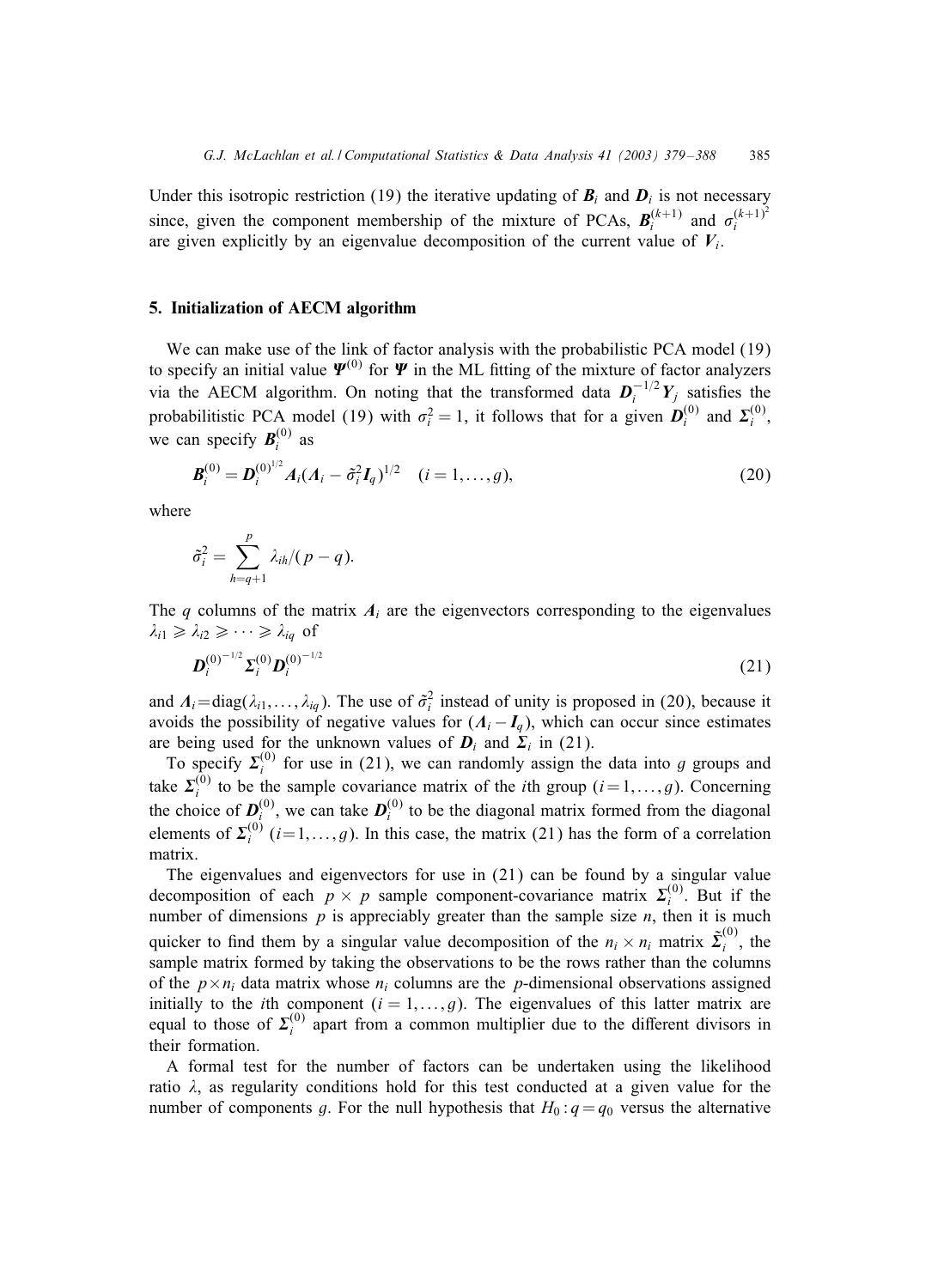Under this isotropic restriction (19) the iterative updating of $\boldsymbol{B}_i$ and $\boldsymbol{D}_i$ is not necessary since, given the component membership of the mixture of PCAs, $\boldsymbol{B}_i^{(k+1)}$ and $\sigma_i^{(k+1)^2}$ are given explicitly by an eigenvalue decomposition of the current value of $\boldsymbol{V}_i$.

## 5. Initialization of AECM algorithm

We can make use of the link of factor analysis with the probabilistic PCA model (19) to specify an initial value $\boldsymbol{\Psi}^{(0)}$ for $\boldsymbol{\Psi}$ in the ML fitting of the mixture of factor analyzers via the AECM algorithm. On noting that the transformed data $\boldsymbol{D}_i^{-1/2}\boldsymbol{Y}_j$ satisfies the probabilitistic PCA model (19) with $\sigma_i^2 = 1$, it follows that for a given $\boldsymbol{D}_i^{(0)}$ and $\boldsymbol{\Sigma}_i^{(0)}$, we can specify $\boldsymbol{B}_i^{(0)}$ as

$$\boldsymbol{B}_i^{(0)} = \boldsymbol{D}_i^{(0)^{1/2}} \boldsymbol{A}_i (\boldsymbol{\Lambda}_i - \tilde{\sigma}_i^2 \boldsymbol{I}_q)^{1/2} \quad (i = 1, \ldots, g), \tag{20}$$

where

$$\tilde{\sigma}_i^2 = \sum_{h=q+1}^{p} \lambda_{ih}/(p-q).$$

The $q$ columns of the matrix $\boldsymbol{A}_i$ are the eigenvectors corresponding to the eigenvalues $\lambda_{i1} \geqslant \lambda_{i2} \geqslant \cdots \geqslant \lambda_{iq}$ of

$$\boldsymbol{D}_i^{(0)^{-1/2}} \boldsymbol{\Sigma}_i^{(0)} \boldsymbol{D}_i^{(0)^{-1/2}} \tag{21}$$

and $\boldsymbol{\Lambda}_i = \mathrm{diag}(\lambda_{i1}, \ldots, \lambda_{iq})$. The use of $\tilde{\sigma}_i^2$ instead of unity is proposed in (20), because it avoids the possibility of negative values for $(\boldsymbol{\Lambda}_i - \boldsymbol{I}_q)$, which can occur since estimates are being used for the unknown values of $\boldsymbol{D}_i$ and $\boldsymbol{\Sigma}_i$ in (21).

To specify $\boldsymbol{\Sigma}_i^{(0)}$ for use in (21), we can randomly assign the data into $g$ groups and take $\boldsymbol{\Sigma}_i^{(0)}$ to be the sample covariance matrix of the $i$th group $(i = 1, \ldots, g)$. Concerning the choice of $\boldsymbol{D}_i^{(0)}$, we can take $\boldsymbol{D}_i^{(0)}$ to be the diagonal matrix formed from the diagonal elements of $\boldsymbol{\Sigma}_i^{(0)}$ $(i = 1, \ldots, g)$. In this case, the matrix (21) has the form of a correlation matrix.

The eigenvalues and eigenvectors for use in (21) can be found by a singular value decomposition of each $p \times p$ sample component-covariance matrix $\boldsymbol{\Sigma}_i^{(0)}$. But if the number of dimensions $p$ is appreciably greater than the sample size $n$, then it is much quicker to find them by a singular value decomposition of the $n_i \times n_i$ matrix $\tilde{\boldsymbol{\Sigma}}_i^{(0)}$, the sample matrix formed by taking the observations to be the rows rather than the columns of the $p \times n_i$ data matrix whose $n_i$ columns are the $p$-dimensional observations assigned initially to the $i$th component $(i = 1, \ldots, g)$. The eigenvalues of this latter matrix are equal to those of $\boldsymbol{\Sigma}_i^{(0)}$ apart from a common multiplier due to the different divisors in their formation.

A formal test for the number of factors can be undertaken using the likelihood ratio $\lambda$, as regularity conditions hold for this test conducted at a given value for the number of components $g$. For the null hypothesis that $H_0 : q = q_0$ versus the alternative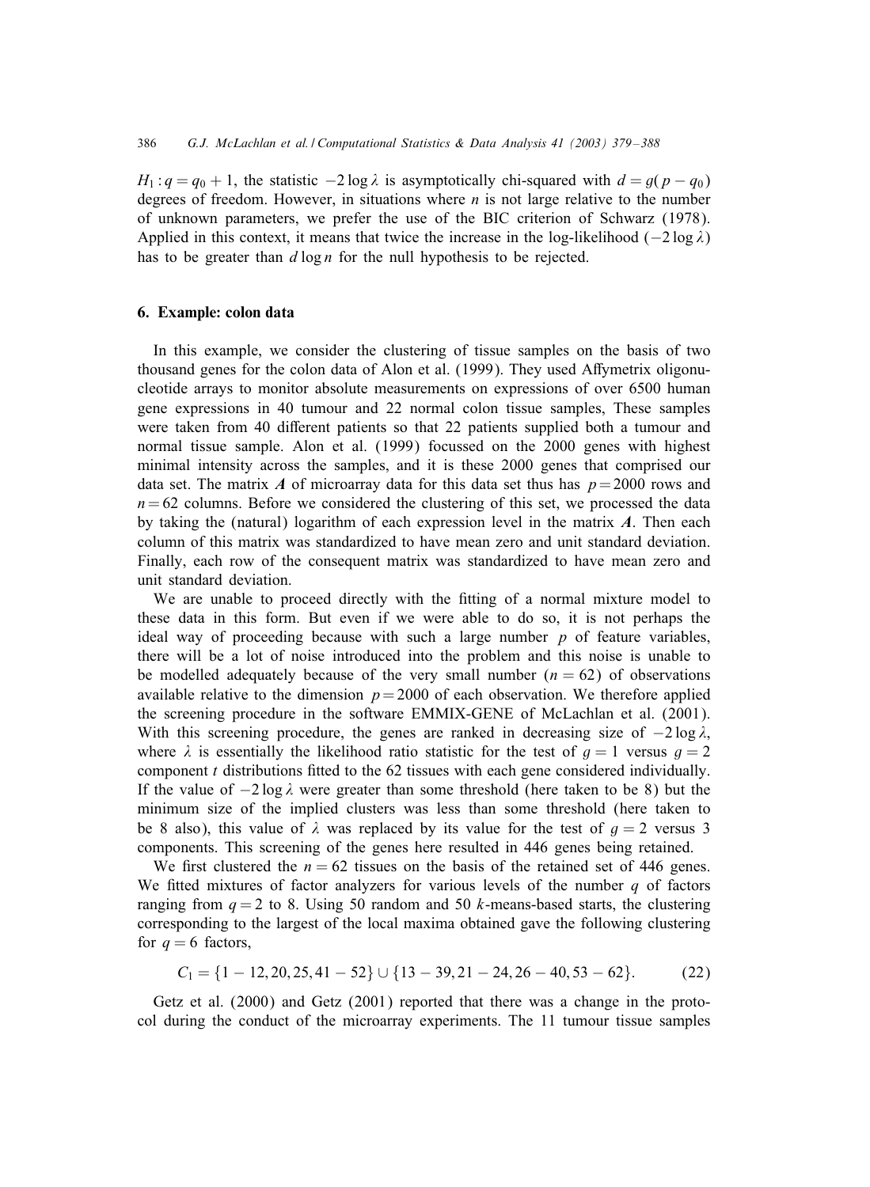$H_1 : q = q_0 + 1$, the statistic $-2 \log \lambda$ is asymptotically chi-squared with $d = g(p - q_0)$ degrees of freedom. However, in situations where $n$ is not large relative to the number of unknown parameters, we prefer the use of the BIC criterion of Schwarz (1978). Applied in this context, it means that twice the increase in the log-likelihood $(-2 \log \lambda)$ has to be greater than $d \log n$ for the null hypothesis to be rejected.

## 6. Example: colon data

In this example, we consider the clustering of tissue samples on the basis of two thousand genes for the colon data of Alon et al. (1999). They used Affymetrix oligonucleotide arrays to monitor absolute measurements on expressions of over 6500 human gene expressions in 40 tumour and 22 normal colon tissue samples, These samples were taken from 40 different patients so that 22 patients supplied both a tumour and normal tissue sample. Alon et al. (1999) focussed on the 2000 genes with highest minimal intensity across the samples, and it is these 2000 genes that comprised our data set. The matrix $\boldsymbol{A}$ of microarray data for this data set thus has $p = 2000$ rows and $n = 62$ columns. Before we considered the clustering of this set, we processed the data by taking the (natural) logarithm of each expression level in the matrix $\boldsymbol{A}$. Then each column of this matrix was standardized to have mean zero and unit standard deviation. Finally, each row of the consequent matrix was standardized to have mean zero and unit standard deviation.

We are unable to proceed directly with the fitting of a normal mixture model to these data in this form. But even if we were able to do so, it is not perhaps the ideal way of proceeding because with such a large number $p$ of feature variables, there will be a lot of noise introduced into the problem and this noise is unable to be modelled adequately because of the very small number $(n = 62)$ of observations available relative to the dimension $p = 2000$ of each observation. We therefore applied the screening procedure in the software EMMIX-GENE of McLachlan et al. (2001). With this screening procedure, the genes are ranked in decreasing size of $-2 \log \lambda$, where $\lambda$ is essentially the likelihood ratio statistic for the test of $g = 1$ versus $g = 2$ component $t$ distributions fitted to the 62 tissues with each gene considered individually. If the value of $-2 \log \lambda$ were greater than some threshold (here taken to be 8) but the minimum size of the implied clusters was less than some threshold (here taken to be 8 also), this value of $\lambda$ was replaced by its value for the test of $g = 2$ versus 3 components. This screening of the genes here resulted in 446 genes being retained.

We first clustered the $n = 62$ tissues on the basis of the retained set of 446 genes. We fitted mixtures of factor analyzers for various levels of the number $q$ of factors ranging from $q = 2$ to 8. Using 50 random and 50 $k$-means-based starts, the clustering corresponding to the largest of the local maxima obtained gave the following clustering for $q = 6$ factors,

$$C_1 = \{1 - 12, 20, 25, 41 - 52\} \cup \{13 - 39, 21 - 24, 26 - 40, 53 - 62\}. \tag{22}$$

Getz et al. (2000) and Getz (2001) reported that there was a change in the protocol during the conduct of the microarray experiments. The 11 tumour tissue samples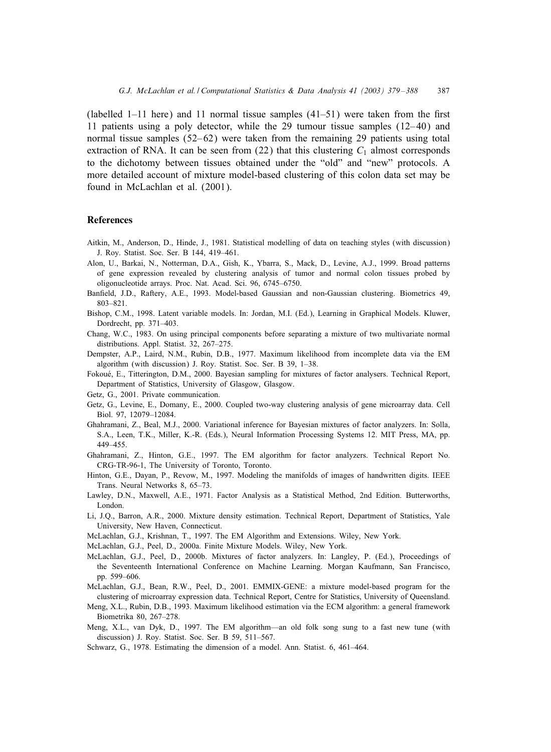(labelled 1–11 here) and 11 normal tissue samples (41–51) were taken from the first 11 patients using a poly detector, while the 29 tumour tissue samples (12–40) and normal tissue samples (52–62) were taken from the remaining 29 patients using total extraction of RNA. It can be seen from (22) that this clustering $C_1$ almost corresponds to the dichotomy between tissues obtained under the "old" and "new" protocols. A more detailed account of mixture model-based clustering of this colon data set may be found in McLachlan et al. (2001).

## References

Aitkin, M., Anderson, D., Hinde, J., 1981. Statistical modelling of data on teaching styles (with discussion) J. Roy. Statist. Soc. Ser. B 144, 419–461.

Alon, U., Barkai, N., Notterman, D.A., Gish, K., Ybarra, S., Mack, D., Levine, A.J., 1999. Broad patterns of gene expression revealed by clustering analysis of tumor and normal colon tissues probed by oligonucleotide arrays. Proc. Nat. Acad. Sci. 96, 6745–6750.

Banfield, J.D., Raftery, A.E., 1993. Model-based Gaussian and non-Gaussian clustering. Biometrics 49, 803–821.

Bishop, C.M., 1998. Latent variable models. In: Jordan, M.I. (Ed.), Learning in Graphical Models. Kluwer, Dordrecht, pp. 371–403.

Chang, W.C., 1983. On using principal components before separating a mixture of two multivariate normal distributions. Appl. Statist. 32, 267–275.

Dempster, A.P., Laird, N.M., Rubin, D.B., 1977. Maximum likelihood from incomplete data via the EM algorithm (with discussion) J. Roy. Statist. Soc. Ser. B 39, 1–38.

Fokoué, E., Titterington, D.M., 2000. Bayesian sampling for mixtures of factor analysers. Technical Report, Department of Statistics, University of Glasgow, Glasgow.

Getz, G., 2001. Private communication.

Getz, G., Levine, E., Domany, E., 2000. Coupled two-way clustering analysis of gene microarray data. Cell Biol. 97, 12079–12084.

Ghahramani, Z., Beal, M.J., 2000. Variational inference for Bayesian mixtures of factor analyzers. In: Solla, S.A., Leen, T.K., Miller, K.-R. (Eds.), Neural Information Processing Systems 12. MIT Press, MA, pp. 449–455.

Ghahramani, Z., Hinton, G.E., 1997. The EM algorithm for factor analyzers. Technical Report No. CRG-TR-96-1, The University of Toronto, Toronto.

Hinton, G.E., Dayan, P., Revow, M., 1997. Modeling the manifolds of images of handwritten digits. IEEE Trans. Neural Networks 8, 65–73.

Lawley, D.N., Maxwell, A.E., 1971. Factor Analysis as a Statistical Method, 2nd Edition. Butterworths, London.

Li, J.Q., Barron, A.R., 2000. Mixture density estimation. Technical Report, Department of Statistics, Yale University, New Haven, Connecticut.

McLachlan, G.J., Krishnan, T., 1997. The EM Algorithm and Extensions. Wiley, New York.

McLachlan, G.J., Peel, D., 2000a. Finite Mixture Models. Wiley, New York.

McLachlan, G.J., Peel, D., 2000b. Mixtures of factor analyzers. In: Langley, P. (Ed.), Proceedings of the Seventeenth International Conference on Machine Learning. Morgan Kaufmann, San Francisco, pp. 599–606.

McLachlan, G.J., Bean, R.W., Peel, D., 2001. EMMIX-GENE: a mixture model-based program for the clustering of microarray expression data. Technical Report, Centre for Statistics, University of Queensland.

Meng, X.L., Rubin, D.B., 1993. Maximum likelihood estimation via the ECM algorithm: a general framework Biometrika 80, 267–278.

Meng, X.L., van Dyk, D., 1997. The EM algorithm—an old folk song sung to a fast new tune (with discussion) J. Roy. Statist. Soc. Ser. B 59, 511–567.

Schwarz, G., 1978. Estimating the dimension of a model. Ann. Statist. 6, 461–464.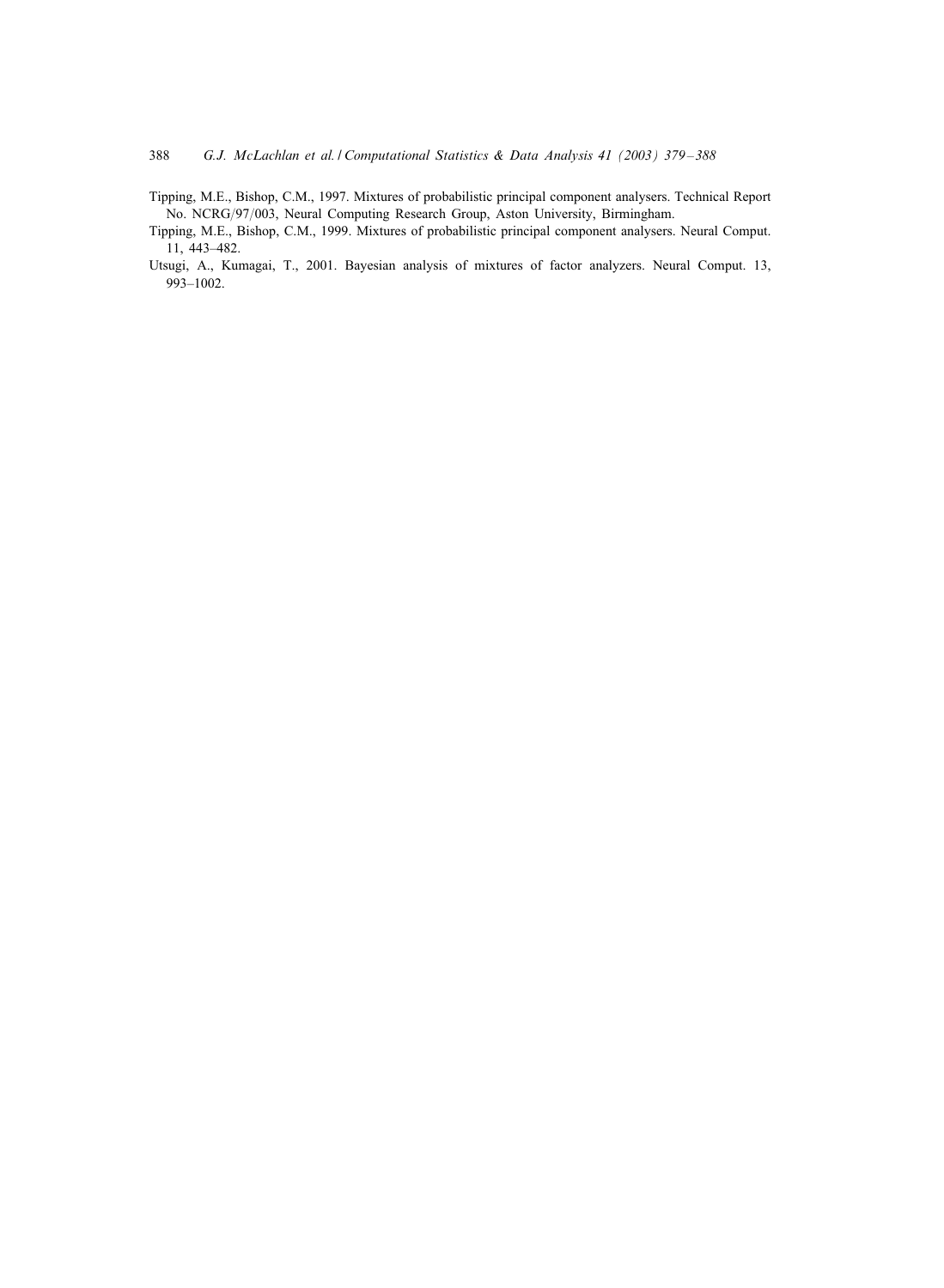Tipping, M.E., Bishop, C.M., 1997. Mixtures of probabilistic principal component analysers. Technical Report No. NCRG/97/003, Neural Computing Research Group, Aston University, Birmingham.

Tipping, M.E., Bishop, C.M., 1999. Mixtures of probabilistic principal component analysers. Neural Comput. 11, 443–482.

Utsugi, A., Kumagai, T., 2001. Bayesian analysis of mixtures of factor analyzers. Neural Comput. 13, 993–1002.